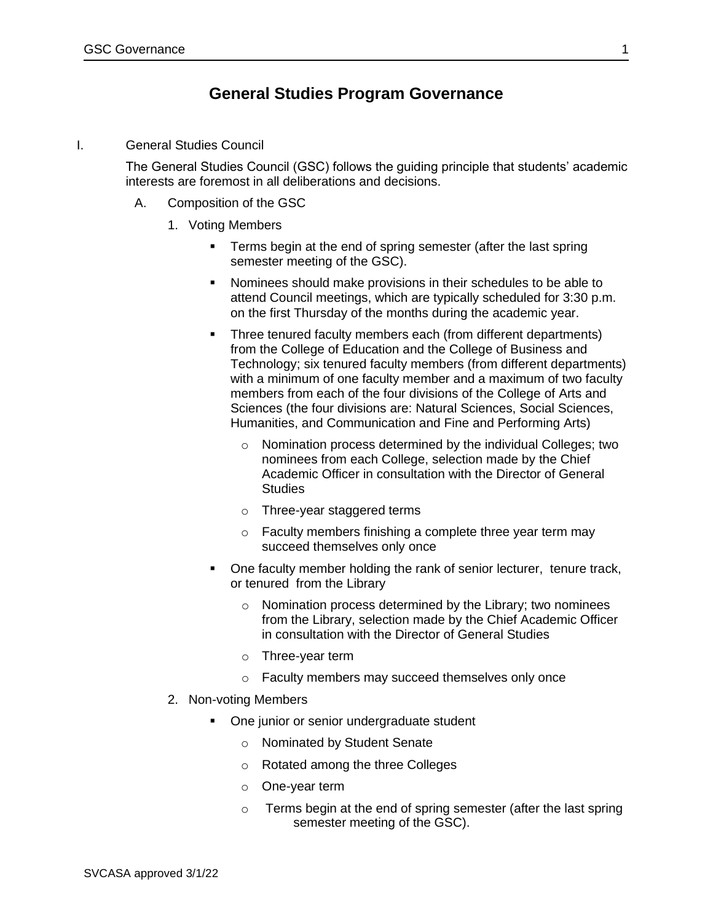# General Studies Program Governance

I. General Studies Council

The General Studies Council (GSC) follows the guiding principle that students' academic interests are foremost in all deliberations and decisions.

A. Composition of the GSC

1. Voting Members

   - Terms begin at the end of spring semester (after the last spring semester meeting of the GSC).
   - Nominees should make provisions in their schedules to be able to attend Council meetings, which are typically scheduled for 3:30 p.m. on the first Thursday of the months during the academic year.
   - Three tenured faculty members each (from different departments) from the College of Education and the College of Business and Technology; six tenured faculty members (from different departments) with a minimum of one faculty member and a maximum of two faculty members from each of the four divisions of the College of Arts and Sciences (the four divisions are: Natural Sciences, Social Sciences, Humanities, and Communication and Fine and Performing Arts)
     - Nomination process determined by the individual Colleges; two nominees from each College, selection made by the Chief Academic Officer in consultation with the Director of General Studies
     - Three-year staggered terms
     - Faculty members finishing a complete three year term may succeed themselves only once
   - One faculty member holding the rank of senior lecturer, tenure track, or tenured from the Library
     - Nomination process determined by the Library; two nominees from the Library, selection made by the Chief Academic Officer in consultation with the Director of General Studies
     - Three-year term
     - Faculty members may succeed themselves only once

2. Non-voting Members

   - One junior or senior undergraduate student
     - Nominated by Student Senate
     - Rotated among the three Colleges
     - One-year term
     - Terms begin at the end of spring semester (after the last spring semester meeting of the GSC).

SVCASA approved 3/1/22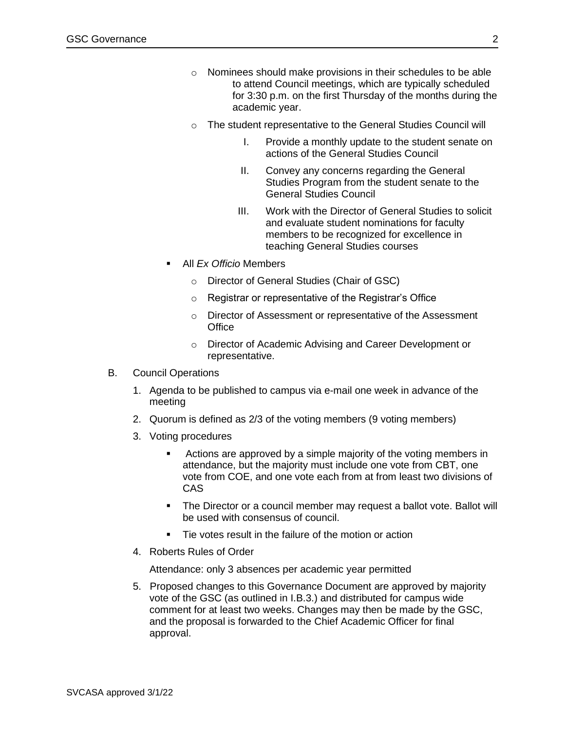- Nominees should make provisions in their schedules to be able to attend Council meetings, which are typically scheduled for 3:30 p.m. on the first Thursday of the months during the academic year.
- The student representative to the General Studies Council will
  - I. Provide a monthly update to the student senate on actions of the General Studies Council
  - II. Convey any concerns regarding the General Studies Program from the student senate to the General Studies Council
  - III. Work with the Director of General Studies to solicit and evaluate student nominations for faculty members to be recognized for excellence in teaching General Studies courses

- All *Ex Officio* Members
  - Director of General Studies (Chair of GSC)
  - Registrar or representative of the Registrar's Office
  - Director of Assessment or representative of the Assessment Office
  - Director of Academic Advising and Career Development or representative.

B. Council Operations

1. Agenda to be published to campus via e-mail one week in advance of the meeting
2. Quorum is defined as 2/3 of the voting members (9 voting members)
3. Voting procedures
   - Actions are approved by a simple majority of the voting members in attendance, but the majority must include one vote from CBT, one vote from COE, and one vote each from at from least two divisions of CAS
   - The Director or a council member may request a ballot vote. Ballot will be used with consensus of council.
   - Tie votes result in the failure of the motion or action
4. Roberts Rules of Order

   Attendance: only 3 absences per academic year permitted
5. Proposed changes to this Governance Document are approved by majority vote of the GSC (as outlined in I.B.3.) and distributed for campus wide comment for at least two weeks. Changes may then be made by the GSC, and the proposal is forwarded to the Chief Academic Officer for final approval.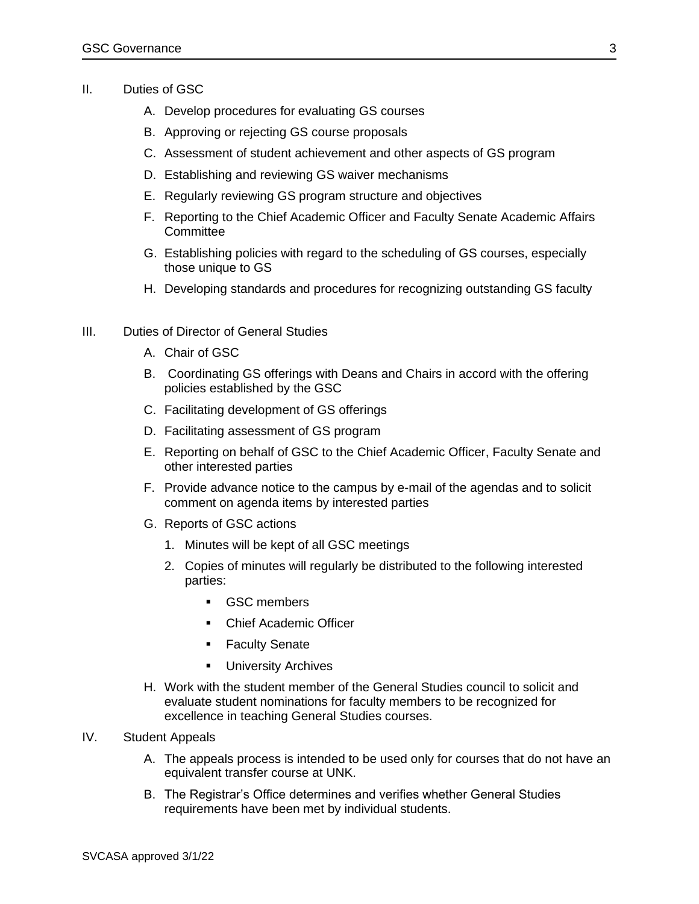II. Duties of GSC

A. Develop procedures for evaluating GS courses

B. Approving or rejecting GS course proposals

C. Assessment of student achievement and other aspects of GS program

D. Establishing and reviewing GS waiver mechanisms

E. Regularly reviewing GS program structure and objectives

F. Reporting to the Chief Academic Officer and Faculty Senate Academic Affairs Committee

G. Establishing policies with regard to the scheduling of GS courses, especially those unique to GS

H. Developing standards and procedures for recognizing outstanding GS faculty

III. Duties of Director of General Studies

A. Chair of GSC

B. Coordinating GS offerings with Deans and Chairs in accord with the offering policies established by the GSC

C. Facilitating development of GS offerings

D. Facilitating assessment of GS program

E. Reporting on behalf of GSC to the Chief Academic Officer, Faculty Senate and other interested parties

F. Provide advance notice to the campus by e-mail of the agendas and to solicit comment on agenda items by interested parties

G. Reports of GSC actions

1. Minutes will be kept of all GSC meetings
2. Copies of minutes will regularly be distributed to the following interested parties:
   - GSC members
   - Chief Academic Officer
   - Faculty Senate
   - University Archives

H. Work with the student member of the General Studies council to solicit and evaluate student nominations for faculty members to be recognized for excellence in teaching General Studies courses.

IV. Student Appeals

A. The appeals process is intended to be used only for courses that do not have an equivalent transfer course at UNK.

B. The Registrar's Office determines and verifies whether General Studies requirements have been met by individual students.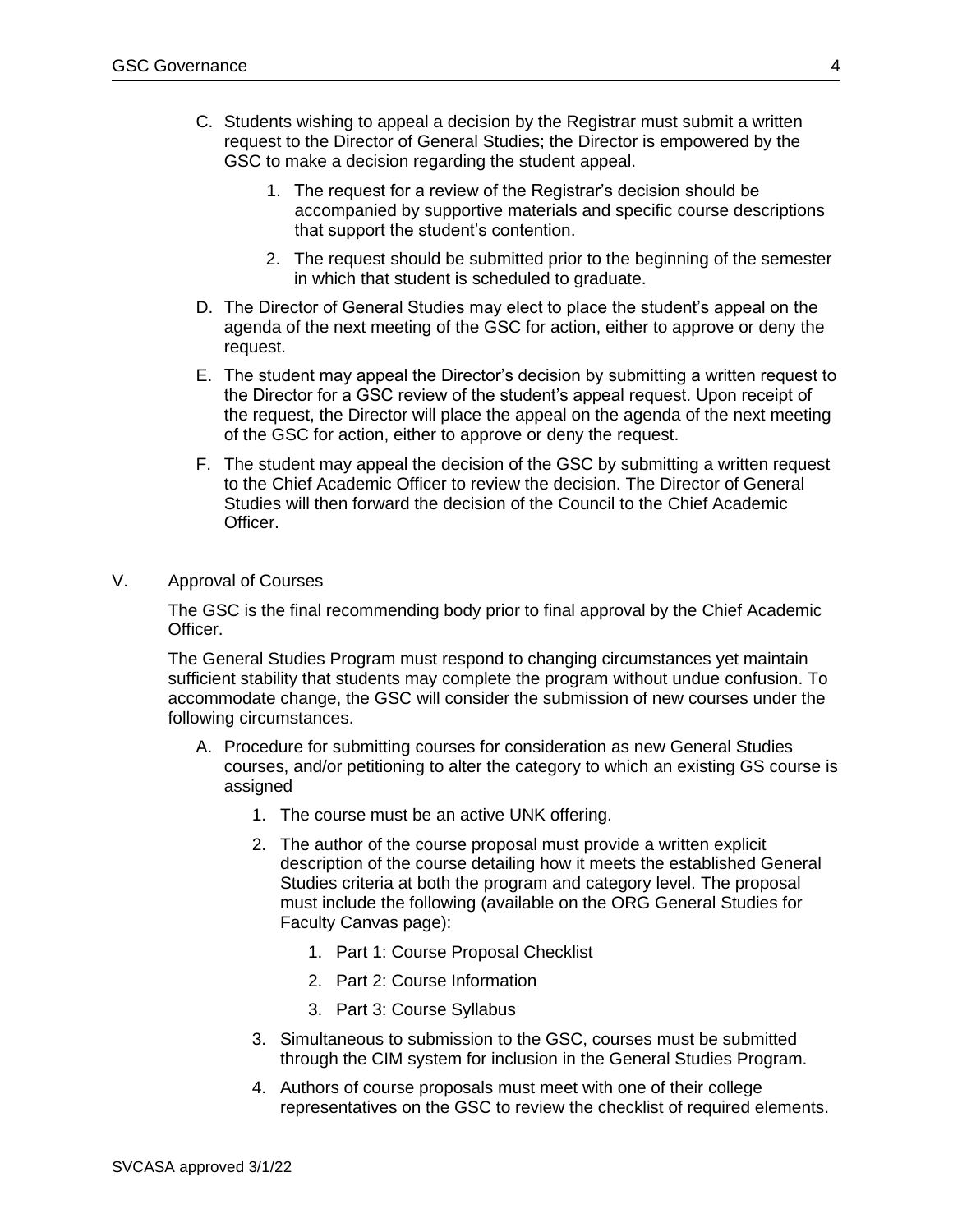C. Students wishing to appeal a decision by the Registrar must submit a written request to the Director of General Studies; the Director is empowered by the GSC to make a decision regarding the student appeal.

   1. The request for a review of the Registrar's decision should be accompanied by supportive materials and specific course descriptions that support the student's contention.
   2. The request should be submitted prior to the beginning of the semester in which that student is scheduled to graduate.

D. The Director of General Studies may elect to place the student's appeal on the agenda of the next meeting of the GSC for action, either to approve or deny the request.

E. The student may appeal the Director's decision by submitting a written request to the Director for a GSC review of the student's appeal request. Upon receipt of the request, the Director will place the appeal on the agenda of the next meeting of the GSC for action, either to approve or deny the request.

F. The student may appeal the decision of the GSC by submitting a written request to the Chief Academic Officer to review the decision. The Director of General Studies will then forward the decision of the Council to the Chief Academic Officer.

## V. Approval of Courses

The GSC is the final recommending body prior to final approval by the Chief Academic Officer.

The General Studies Program must respond to changing circumstances yet maintain sufficient stability that students may complete the program without undue confusion. To accommodate change, the GSC will consider the submission of new courses under the following circumstances.

A. Procedure for submitting courses for consideration as new General Studies courses, and/or petitioning to alter the category to which an existing GS course is assigned

   1. The course must be an active UNK offering.
   2. The author of the course proposal must provide a written explicit description of the course detailing how it meets the established General Studies criteria at both the program and category level. The proposal must include the following (available on the ORG General Studies for Faculty Canvas page):
      1. Part 1: Course Proposal Checklist
      2. Part 2: Course Information
      3. Part 3: Course Syllabus
   3. Simultaneous to submission to the GSC, courses must be submitted through the CIM system for inclusion in the General Studies Program.
   4. Authors of course proposals must meet with one of their college representatives on the GSC to review the checklist of required elements.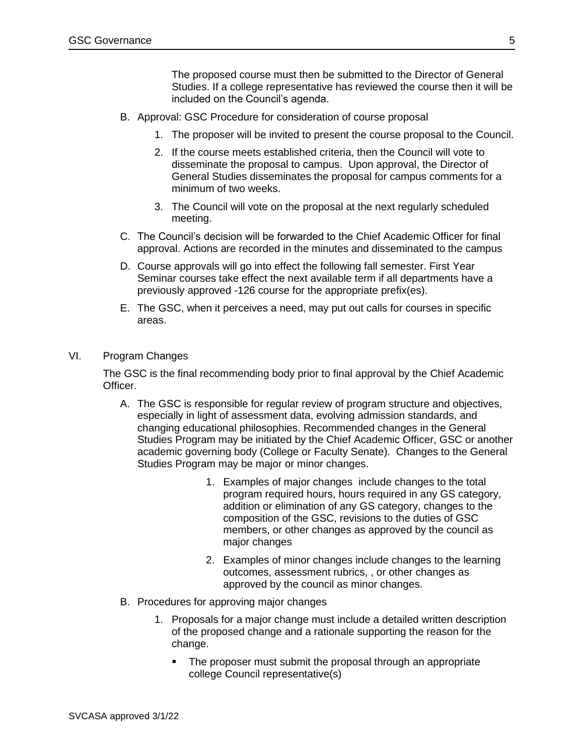The proposed course must then be submitted to the Director of General Studies. If a college representative has reviewed the course then it will be included on the Council's agenda.

B. Approval: GSC Procedure for consideration of course proposal

   1. The proposer will be invited to present the course proposal to the Council.
   2. If the course meets established criteria, then the Council will vote to disseminate the proposal to campus. Upon approval, the Director of General Studies disseminates the proposal for campus comments for a minimum of two weeks.
   3. The Council will vote on the proposal at the next regularly scheduled meeting.

C. The Council's decision will be forwarded to the Chief Academic Officer for final approval. Actions are recorded in the minutes and disseminated to the campus

D. Course approvals will go into effect the following fall semester. First Year Seminar courses take effect the next available term if all departments have a previously approved -126 course for the appropriate prefix(es).

E. The GSC, when it perceives a need, may put out calls for courses in specific areas.

## VI. Program Changes

The GSC is the final recommending body prior to final approval by the Chief Academic Officer.

A. The GSC is responsible for regular review of program structure and objectives, especially in light of assessment data, evolving admission standards, and changing educational philosophies. Recommended changes in the General Studies Program may be initiated by the Chief Academic Officer, GSC or another academic governing body (College or Faculty Senate). Changes to the General Studies Program may be major or minor changes.

   1. Examples of major changes include changes to the total program required hours, hours required in any GS category, addition or elimination of any GS category, changes to the composition of the GSC, revisions to the duties of GSC members, or other changes as approved by the council as major changes
   2. Examples of minor changes include changes to the learning outcomes, assessment rubrics, , or other changes as approved by the council as minor changes.

B. Procedures for approving major changes

   1. Proposals for a major change must include a detailed written description of the proposed change and a rationale supporting the reason for the change.
      - The proposer must submit the proposal through an appropriate college Council representative(s)

SVCASA approved 3/1/22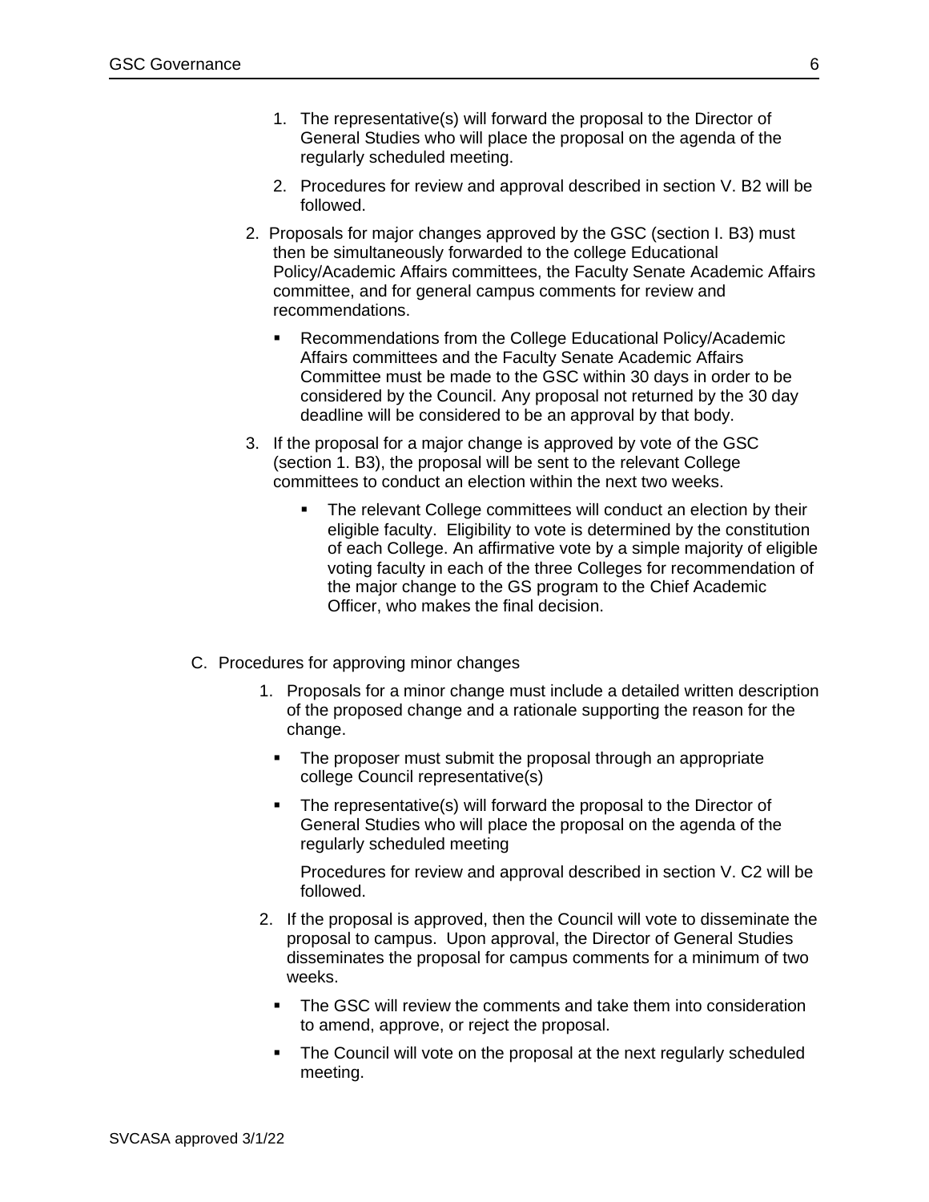1. The representative(s) will forward the proposal to the Director of General Studies who will place the proposal on the agenda of the regularly scheduled meeting.
2. Procedures for review and approval described in section V. B2 will be followed.

2. Proposals for major changes approved by the GSC (section I. B3) must then be simultaneously forwarded to the college Educational Policy/Academic Affairs committees, the Faculty Senate Academic Affairs committee, and for general campus comments for review and recommendations.
   - Recommendations from the College Educational Policy/Academic Affairs committees and the Faculty Senate Academic Affairs Committee must be made to the GSC within 30 days in order to be considered by the Council. Any proposal not returned by the 30 day deadline will be considered to be an approval by that body.

3. If the proposal for a major change is approved by vote of the GSC (section 1. B3), the proposal will be sent to the relevant College committees to conduct an election within the next two weeks.
   - The relevant College committees will conduct an election by their eligible faculty. Eligibility to vote is determined by the constitution of each College. An affirmative vote by a simple majority of eligible voting faculty in each of the three Colleges for recommendation of the major change to the GS program to the Chief Academic Officer, who makes the final decision.

C. Procedures for approving minor changes

1. Proposals for a minor change must include a detailed written description of the proposed change and a rationale supporting the reason for the change.
   - The proposer must submit the proposal through an appropriate college Council representative(s)
   - The representative(s) will forward the proposal to the Director of General Studies who will place the proposal on the agenda of the regularly scheduled meeting

   Procedures for review and approval described in section V. C2 will be followed.

2. If the proposal is approved, then the Council will vote to disseminate the proposal to campus. Upon approval, the Director of General Studies disseminates the proposal for campus comments for a minimum of two weeks.
   - The GSC will review the comments and take them into consideration to amend, approve, or reject the proposal.
   - The Council will vote on the proposal at the next regularly scheduled meeting.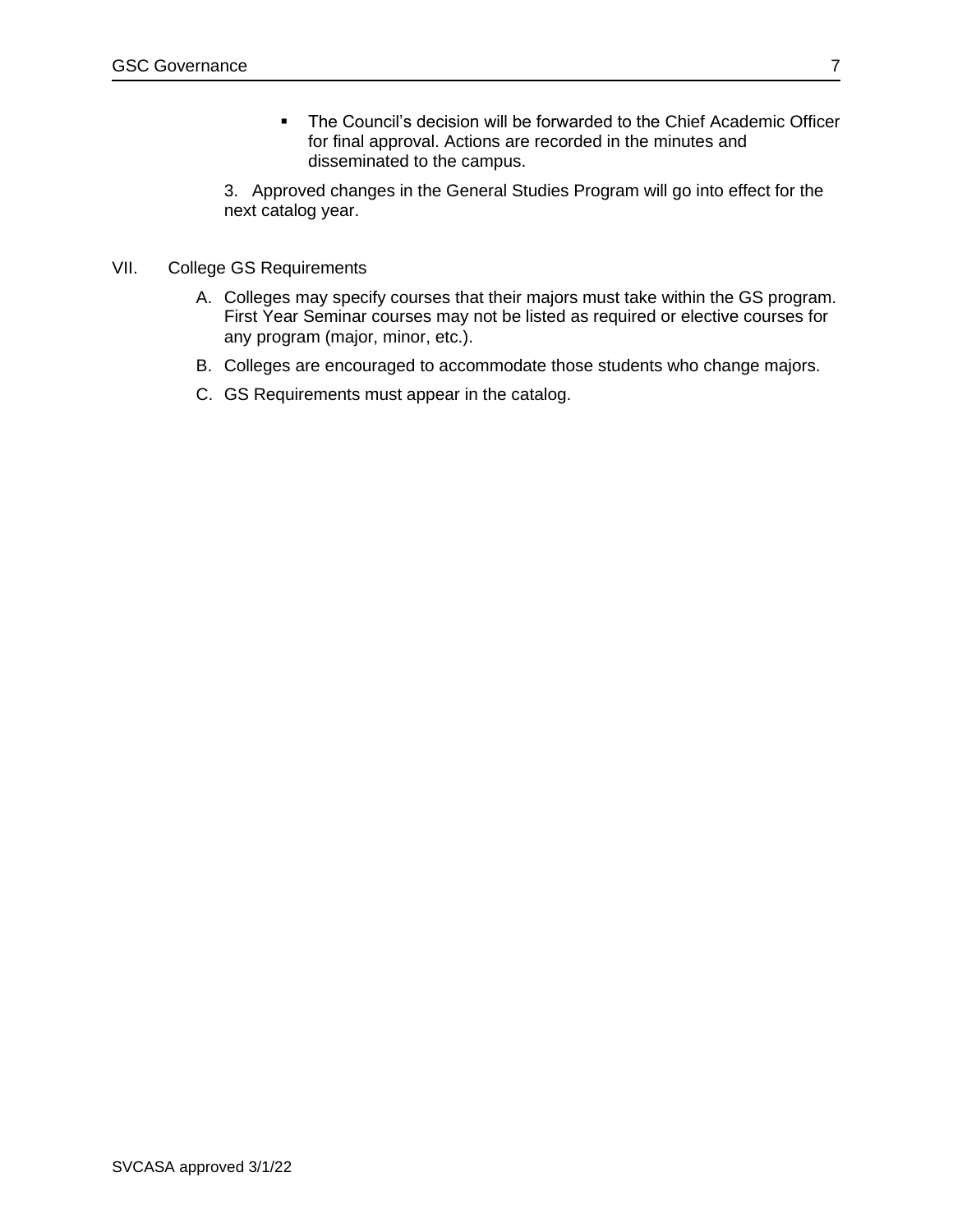- The Council's decision will be forwarded to the Chief Academic Officer for final approval. Actions are recorded in the minutes and disseminated to the campus.

3. Approved changes in the General Studies Program will go into effect for the next catalog year.

VII. College GS Requirements

A. Colleges may specify courses that their majors must take within the GS program. First Year Seminar courses may not be listed as required or elective courses for any program (major, minor, etc.).

B. Colleges are encouraged to accommodate those students who change majors.

C. GS Requirements must appear in the catalog.

SVCASA approved 3/1/22